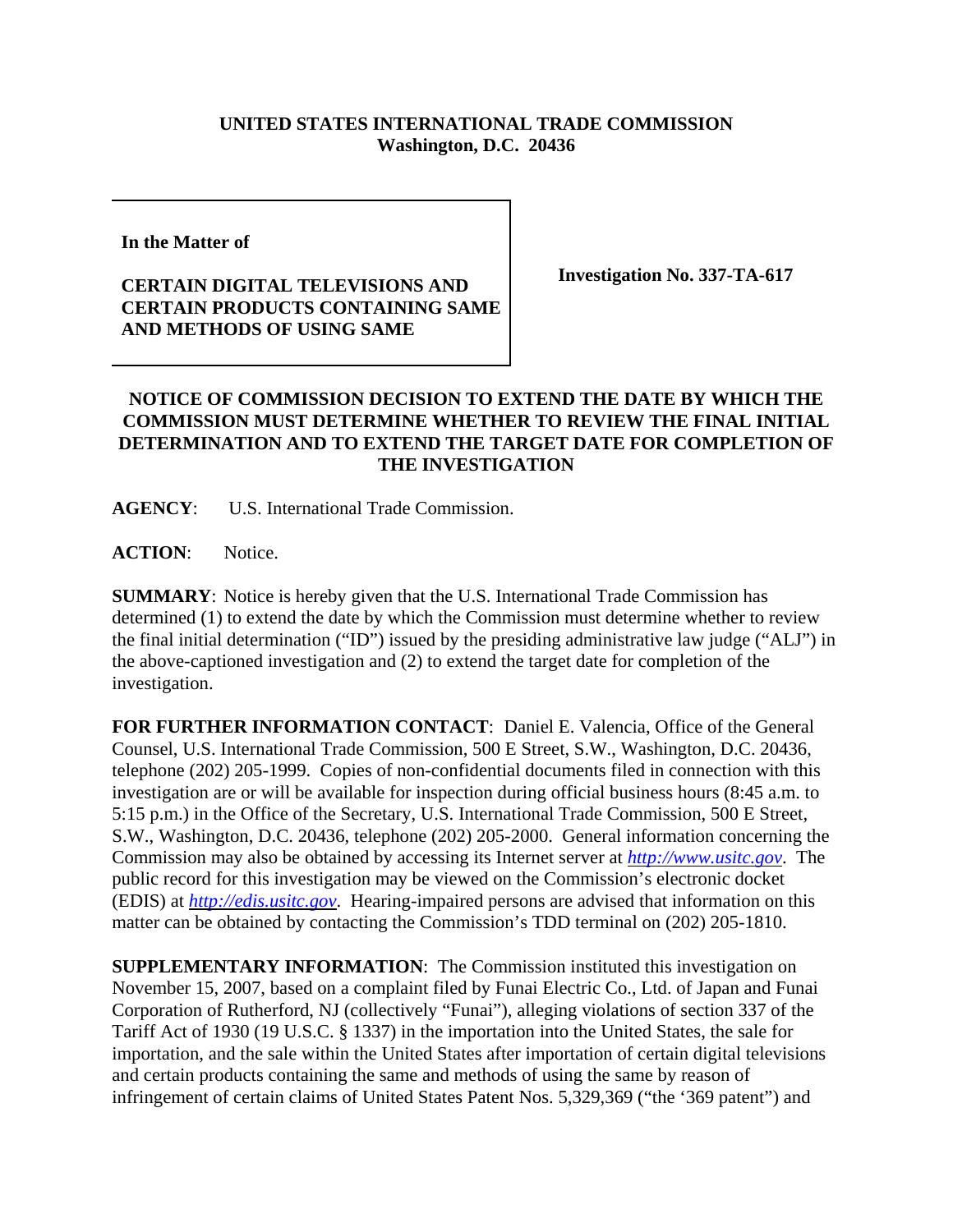**UNITED STATES INTERNATIONAL TRADE COMMISSION**
**Washington, D.C. 20436**

**In the Matter of**

**CERTAIN DIGITAL TELEVISIONS AND CERTAIN PRODUCTS CONTAINING SAME AND METHODS OF USING SAME**

**Investigation No. 337-TA-617**

**NOTICE OF COMMISSION DECISION TO EXTEND THE DATE BY WHICH THE COMMISSION MUST DETERMINE WHETHER TO REVIEW THE FINAL INITIAL DETERMINATION AND TO EXTEND THE TARGET DATE FOR COMPLETION OF THE INVESTIGATION**

**AGENCY**: U.S. International Trade Commission.

**ACTION**: Notice.

**SUMMARY**: Notice is hereby given that the U.S. International Trade Commission has determined (1) to extend the date by which the Commission must determine whether to review the final initial determination ("ID") issued by the presiding administrative law judge ("ALJ") in the above-captioned investigation and (2) to extend the target date for completion of the investigation.

**FOR FURTHER INFORMATION CONTACT**: Daniel E. Valencia, Office of the General Counsel, U.S. International Trade Commission, 500 E Street, S.W., Washington, D.C. 20436, telephone (202) 205-1999. Copies of non-confidential documents filed in connection with this investigation are or will be available for inspection during official business hours (8:45 a.m. to 5:15 p.m.) in the Office of the Secretary, U.S. International Trade Commission, 500 E Street, S.W., Washington, D.C. 20436, telephone (202) 205-2000. General information concerning the Commission may also be obtained by accessing its Internet server at *http://www.usitc.gov*. The public record for this investigation may be viewed on the Commission's electronic docket (EDIS) at *http://edis.usitc.gov*. Hearing-impaired persons are advised that information on this matter can be obtained by contacting the Commission's TDD terminal on (202) 205-1810.

**SUPPLEMENTARY INFORMATION**: The Commission instituted this investigation on November 15, 2007, based on a complaint filed by Funai Electric Co., Ltd. of Japan and Funai Corporation of Rutherford, NJ (collectively "Funai"), alleging violations of section 337 of the Tariff Act of 1930 (19 U.S.C. § 1337) in the importation into the United States, the sale for importation, and the sale within the United States after importation of certain digital televisions and certain products containing the same and methods of using the same by reason of infringement of certain claims of United States Patent Nos. 5,329,369 ("the '369 patent") and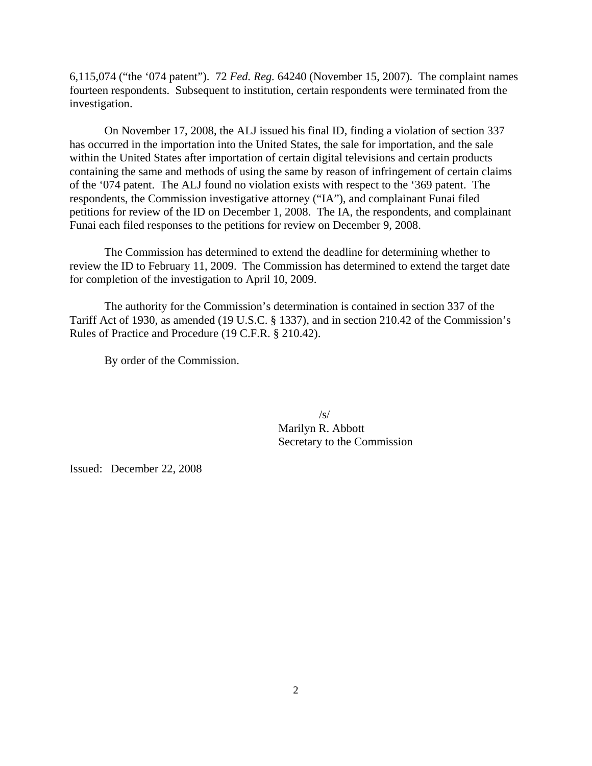6,115,074 ("the '074 patent"). 72 *Fed. Reg.* 64240 (November 15, 2007). The complaint names fourteen respondents. Subsequent to institution, certain respondents were terminated from the investigation.

On November 17, 2008, the ALJ issued his final ID, finding a violation of section 337 has occurred in the importation into the United States, the sale for importation, and the sale within the United States after importation of certain digital televisions and certain products containing the same and methods of using the same by reason of infringement of certain claims of the '074 patent. The ALJ found no violation exists with respect to the '369 patent. The respondents, the Commission investigative attorney ("IA"), and complainant Funai filed petitions for review of the ID on December 1, 2008. The IA, the respondents, and complainant Funai each filed responses to the petitions for review on December 9, 2008.

The Commission has determined to extend the deadline for determining whether to review the ID to February 11, 2009. The Commission has determined to extend the target date for completion of the investigation to April 10, 2009.

The authority for the Commission's determination is contained in section 337 of the Tariff Act of 1930, as amended (19 U.S.C. § 1337), and in section 210.42 of the Commission's Rules of Practice and Procedure (19 C.F.R. § 210.42).

By order of the Commission.

/s/
Marilyn R. Abbott
Secretary to the Commission

Issued: December 22, 2008